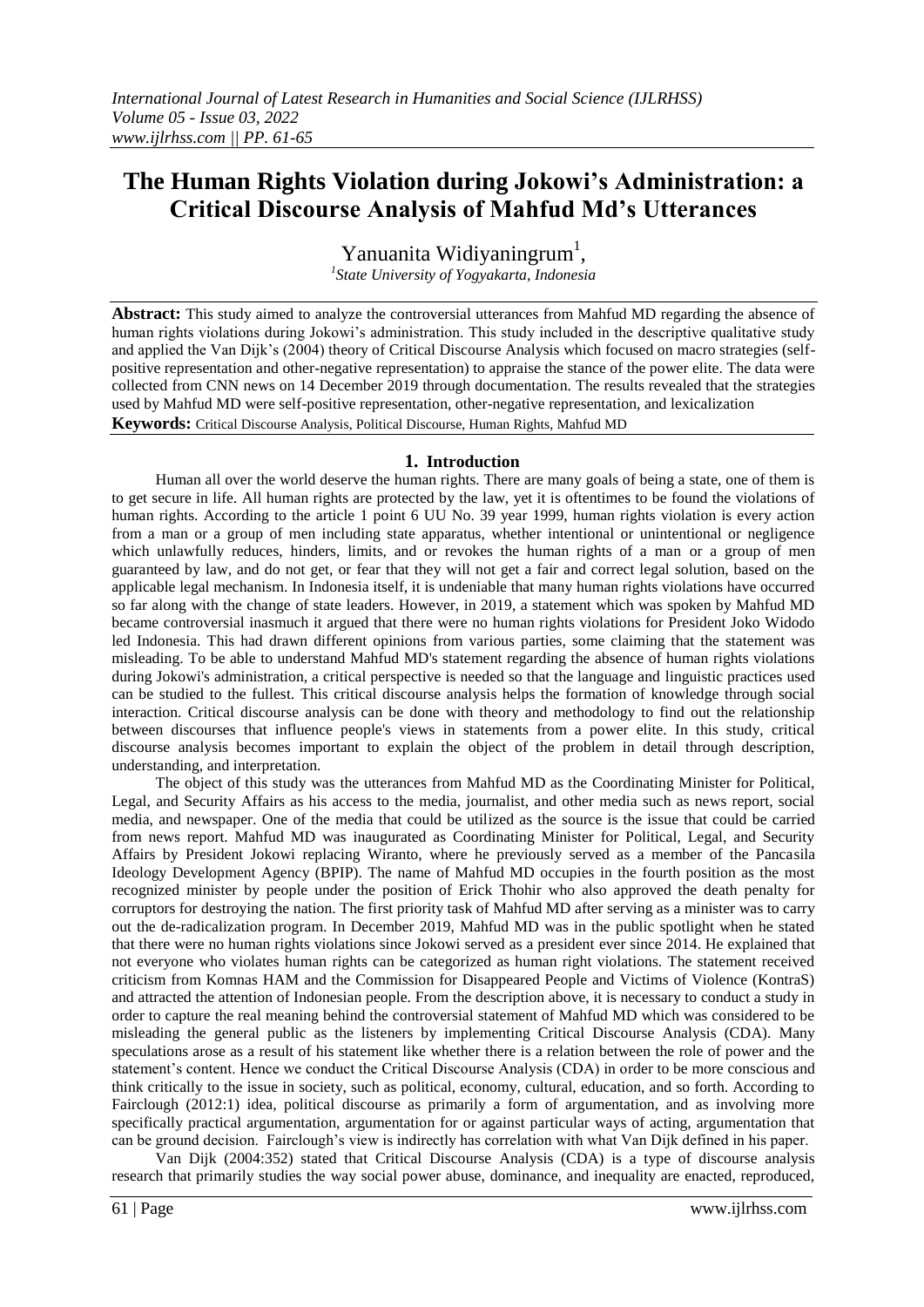# The Human Rights Violation during Jokowi's Administration: a Critical Discourse Analysis of Mahfud Md's Utterances

Yanuanita Widiyaningrum[1],

[1]*State University of Yogyakarta, Indonesia*

**Abstract:** This study aimed to analyze the controversial utterances from Mahfud MD regarding the absence of human rights violations during Jokowi's administration. This study included in the descriptive qualitative study and applied the Van Dijk's (2004) theory of Critical Discourse Analysis which focused on macro strategies (self-positive representation and other-negative representation) to appraise the stance of the power elite. The data were collected from CNN news on 14 December 2019 through documentation. The results revealed that the strategies used by Mahfud MD were self-positive representation, other-negative representation, and lexicalization

**Keywords:** Critical Discourse Analysis, Political Discourse, Human Rights, Mahfud MD

## 1. Introduction

Human all over the world deserve the human rights. There are many goals of being a state, one of them is to get secure in life. All human rights are protected by the law, yet it is oftentimes to be found the violations of human rights. According to the article 1 point 6 UU No. 39 year 1999, human rights violation is every action from a man or a group of men including state apparatus, whether intentional or unintentional or negligence which unlawfully reduces, hinders, limits, and or revokes the human rights of a man or a group of men guaranteed by law, and do not get, or fear that they will not get a fair and correct legal solution, based on the applicable legal mechanism. In Indonesia itself, it is undeniable that many human rights violations have occurred so far along with the change of state leaders. However, in 2019, a statement which was spoken by Mahfud MD became controversial inasmuch it argued that there were no human rights violations for President Joko Widodo led Indonesia. This had drawn different opinions from various parties, some claiming that the statement was misleading. To be able to understand Mahfud MD's statement regarding the absence of human rights violations during Jokowi's administration, a critical perspective is needed so that the language and linguistic practices used can be studied to the fullest. This critical discourse analysis helps the formation of knowledge through social interaction. Critical discourse analysis can be done with theory and methodology to find out the relationship between discourses that influence people's views in statements from a power elite. In this study, critical discourse analysis becomes important to explain the object of the problem in detail through description, understanding, and interpretation.

The object of this study was the utterances from Mahfud MD as the Coordinating Minister for Political, Legal, and Security Affairs as his access to the media, journalist, and other media such as news report, social media, and newspaper. One of the media that could be utilized as the source is the issue that could be carried from news report. Mahfud MD was inaugurated as Coordinating Minister for Political, Legal, and Security Affairs by President Jokowi replacing Wiranto, where he previously served as a member of the Pancasila Ideology Development Agency (BPIP). The name of Mahfud MD occupies in the fourth position as the most recognized minister by people under the position of Erick Thohir who also approved the death penalty for corruptors for destroying the nation. The first priority task of Mahfud MD after serving as a minister was to carry out the de-radicalization program. In December 2019, Mahfud MD was in the public spotlight when he stated that there were no human rights violations since Jokowi served as a president ever since 2014. He explained that not everyone who violates human rights can be categorized as human right violations. The statement received criticism from Komnas HAM and the Commission for Disappeared People and Victims of Violence (KontraS) and attracted the attention of Indonesian people. From the description above, it is necessary to conduct a study in order to capture the real meaning behind the controversial statement of Mahfud MD which was considered to be misleading the general public as the listeners by implementing Critical Discourse Analysis (CDA). Many speculations arose as a result of his statement like whether there is a relation between the role of power and the statement's content. Hence we conduct the Critical Discourse Analysis (CDA) in order to be more conscious and think critically to the issue in society, such as political, economy, cultural, education, and so forth. According to Fairclough (2012:1) idea, political discourse as primarily a form of argumentation, and as involving more specifically practical argumentation, argumentation for or against particular ways of acting, argumentation that can be ground decision. Fairclough's view is indirectly has correlation with what Van Dijk defined in his paper.

Van Dijk (2004:352) stated that Critical Discourse Analysis (CDA) is a type of discourse analysis research that primarily studies the way social power abuse, dominance, and inequality are enacted, reproduced,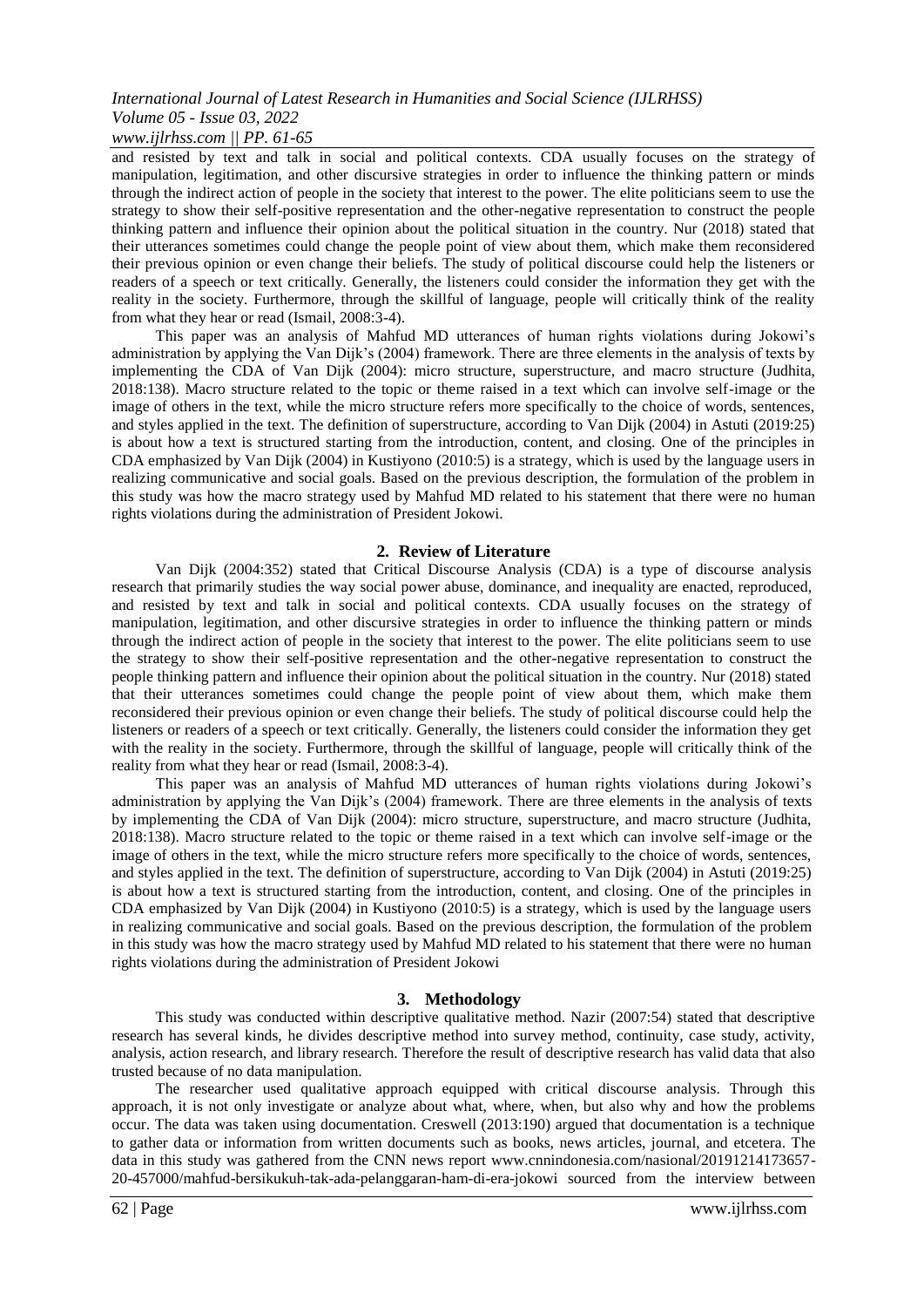and resisted by text and talk in social and political contexts. CDA usually focuses on the strategy of manipulation, legitimation, and other discursive strategies in order to influence the thinking pattern or minds through the indirect action of people in the society that interest to the power. The elite politicians seem to use the strategy to show their self-positive representation and the other-negative representation to construct the people thinking pattern and influence their opinion about the political situation in the country. Nur (2018) stated that their utterances sometimes could change the people point of view about them, which make them reconsidered their previous opinion or even change their beliefs. The study of political discourse could help the listeners or readers of a speech or text critically. Generally, the listeners could consider the information they get with the reality in the society. Furthermore, through the skillful of language, people will critically think of the reality from what they hear or read (Ismail, 2008:3-4).

This paper was an analysis of Mahfud MD utterances of human rights violations during Jokowi's administration by applying the Van Dijk's (2004) framework. There are three elements in the analysis of texts by implementing the CDA of Van Dijk (2004): micro structure, superstructure, and macro structure (Judhita, 2018:138). Macro structure related to the topic or theme raised in a text which can involve self-image or the image of others in the text, while the micro structure refers more specifically to the choice of words, sentences, and styles applied in the text. The definition of superstructure, according to Van Dijk (2004) in Astuti (2019:25) is about how a text is structured starting from the introduction, content, and closing. One of the principles in CDA emphasized by Van Dijk (2004) in Kustiyono (2010:5) is a strategy, which is used by the language users in realizing communicative and social goals. Based on the previous description, the formulation of the problem in this study was how the macro strategy used by Mahfud MD related to his statement that there were no human rights violations during the administration of President Jokowi.

## 2. Review of Literature

Van Dijk (2004:352) stated that Critical Discourse Analysis (CDA) is a type of discourse analysis research that primarily studies the way social power abuse, dominance, and inequality are enacted, reproduced, and resisted by text and talk in social and political contexts. CDA usually focuses on the strategy of manipulation, legitimation, and other discursive strategies in order to influence the thinking pattern or minds through the indirect action of people in the society that interest to the power. The elite politicians seem to use the strategy to show their self-positive representation and the other-negative representation to construct the people thinking pattern and influence their opinion about the political situation in the country. Nur (2018) stated that their utterances sometimes could change the people point of view about them, which make them reconsidered their previous opinion or even change their beliefs. The study of political discourse could help the listeners or readers of a speech or text critically. Generally, the listeners could consider the information they get with the reality in the society. Furthermore, through the skillful of language, people will critically think of the reality from what they hear or read (Ismail, 2008:3-4).

This paper was an analysis of Mahfud MD utterances of human rights violations during Jokowi's administration by applying the Van Dijk's (2004) framework. There are three elements in the analysis of texts by implementing the CDA of Van Dijk (2004): micro structure, superstructure, and macro structure (Judhita, 2018:138). Macro structure related to the topic or theme raised in a text which can involve self-image or the image of others in the text, while the micro structure refers more specifically to the choice of words, sentences, and styles applied in the text. The definition of superstructure, according to Van Dijk (2004) in Astuti (2019:25) is about how a text is structured starting from the introduction, content, and closing. One of the principles in CDA emphasized by Van Dijk (2004) in Kustiyono (2010:5) is a strategy, which is used by the language users in realizing communicative and social goals. Based on the previous description, the formulation of the problem in this study was how the macro strategy used by Mahfud MD related to his statement that there were no human rights violations during the administration of President Jokowi

## 3. Methodology

This study was conducted within descriptive qualitative method. Nazir (2007:54) stated that descriptive research has several kinds, he divides descriptive method into survey method, continuity, case study, activity, analysis, action research, and library research. Therefore the result of descriptive research has valid data that also trusted because of no data manipulation.

The researcher used qualitative approach equipped with critical discourse analysis. Through this approach, it is not only investigate or analyze about what, where, when, but also why and how the problems occur. The data was taken using documentation. Creswell (2013:190) argued that documentation is a technique to gather data or information from written documents such as books, news articles, journal, and etcetera. The data in this study was gathered from the CNN news report www.cnnindonesia.com/nasional/20191214173657-20-457000/mahfud-bersikukuh-tak-ada-pelanggaran-ham-di-era-jokowi sourced from the interview between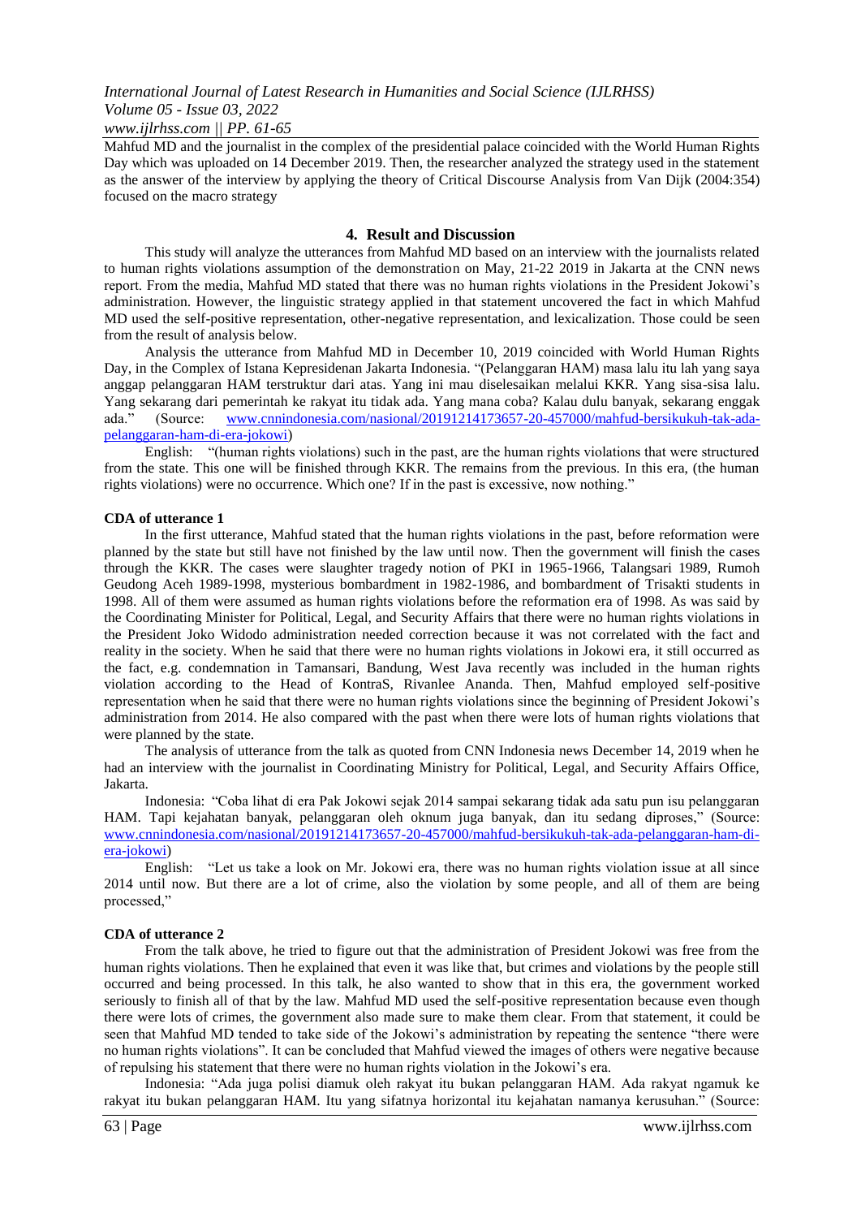Mahfud MD and the journalist in the complex of the presidential palace coincided with the World Human Rights Day which was uploaded on 14 December 2019. Then, the researcher analyzed the strategy used in the statement as the answer of the interview by applying the theory of Critical Discourse Analysis from Van Dijk (2004:354) focused on the macro strategy

## 4. Result and Discussion

This study will analyze the utterances from Mahfud MD based on an interview with the journalists related to human rights violations assumption of the demonstration on May, 21-22 2019 in Jakarta at the CNN news report. From the media, Mahfud MD stated that there was no human rights violations in the President Jokowi's administration. However, the linguistic strategy applied in that statement uncovered the fact in which Mahfud MD used the self-positive representation, other-negative representation, and lexicalization. Those could be seen from the result of analysis below.

Analysis the utterance from Mahfud MD in December 10, 2019 coincided with World Human Rights Day, in the Complex of Istana Kepresidenan Jakarta Indonesia. "(Pelanggaran HAM) masa lalu itu lah yang saya anggap pelanggaran HAM terstruktur dari atas. Yang ini mau diselesaikan melalui KKR. Yang sisa-sisa lalu. Yang sekarang dari pemerintah ke rakyat itu tidak ada. Yang mana coba? Kalau dulu banyak, sekarang enggak ada." (Source: [www.cnnindonesia.com/nasional/20191214173657-20-457000/mahfud-bersikukuh-tak-ada-pelanggaran-ham-di-era-jokowi](www.cnnindonesia.com/nasional/20191214173657-20-457000/mahfud-bersikukuh-tak-ada-pelanggaran-ham-di-era-jokowi))

English: "(human rights violations) such in the past, are the human rights violations that were structured from the state. This one will be finished through KKR. The remains from the previous. In this era, (the human rights violations) were no occurrence. Which one? If in the past is excessive, now nothing."

**CDA of utterance 1**

In the first utterance, Mahfud stated that the human rights violations in the past, before reformation were planned by the state but still have not finished by the law until now. Then the government will finish the cases through the KKR. The cases were slaughter tragedy notion of PKI in 1965-1966, Talangsari 1989, Rumoh Geudong Aceh 1989-1998, mysterious bombardment in 1982-1986, and bombardment of Trisakti students in 1998. All of them were assumed as human rights violations before the reformation era of 1998. As was said by the Coordinating Minister for Political, Legal, and Security Affairs that there were no human rights violations in the President Joko Widodo administration needed correction because it was not correlated with the fact and reality in the society. When he said that there were no human rights violations in Jokowi era, it still occurred as the fact, e.g. condemnation in Tamansari, Bandung, West Java recently was included in the human rights violation according to the Head of KontraS, Rivanlee Ananda. Then, Mahfud employed self-positive representation when he said that there were no human rights violations since the beginning of President Jokowi's administration from 2014. He also compared with the past when there were lots of human rights violations that were planned by the state.

The analysis of utterance from the talk as quoted from CNN Indonesia news December 14, 2019 when he had an interview with the journalist in Coordinating Ministry for Political, Legal, and Security Affairs Office, Jakarta.

Indonesia: "Coba lihat di era Pak Jokowi sejak 2014 sampai sekarang tidak ada satu pun isu pelanggaran HAM. Tapi kejahatan banyak, pelanggaran oleh oknum juga banyak, dan itu sedang diproses," (Source: [www.cnnindonesia.com/nasional/20191214173657-20-457000/mahfud-bersikukuh-tak-ada-pelanggaran-ham-di-era-jokowi](www.cnnindonesia.com/nasional/20191214173657-20-457000/mahfud-bersikukuh-tak-ada-pelanggaran-ham-di-era-jokowi))

English: "Let us take a look on Mr. Jokowi era, there was no human rights violation issue at all since 2014 until now. But there are a lot of crime, also the violation by some people, and all of them are being processed,"

**CDA of utterance 2**

From the talk above, he tried to figure out that the administration of President Jokowi was free from the human rights violations. Then he explained that even it was like that, but crimes and violations by the people still occurred and being processed. In this talk, he also wanted to show that in this era, the government worked seriously to finish all of that by the law. Mahfud MD used the self-positive representation because even though there were lots of crimes, the government also made sure to make them clear. From that statement, it could be seen that Mahfud MD tended to take side of the Jokowi's administration by repeating the sentence "there were no human rights violations". It can be concluded that Mahfud viewed the images of others were negative because of repulsing his statement that there were no human rights violation in the Jokowi's era.

Indonesia: "Ada juga polisi diamuk oleh rakyat itu bukan pelanggaran HAM. Ada rakyat ngamuk ke rakyat itu bukan pelanggaran HAM. Itu yang sifatnya horizontal itu kejahatan namanya kerusuhan." (Source: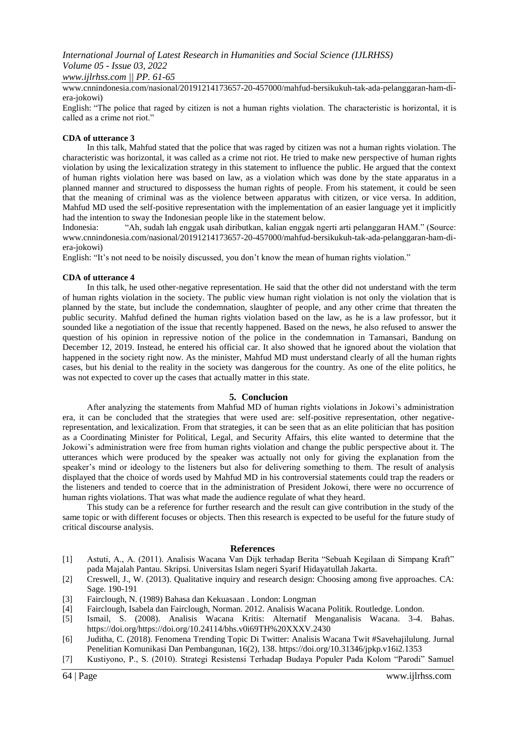www.cnnindonesia.com/nasional/20191214173657-20-457000/mahfud-bersikukuh-tak-ada-pelanggaran-ham-di-era-jokowi)

English: "The police that raged by citizen is not a human rights violation. The characteristic is horizontal, it is called as a crime not riot."

**CDA of utterance 3**

In this talk, Mahfud stated that the police that was raged by citizen was not a human rights violation. The characteristic was horizontal, it was called as a crime not riot. He tried to make new perspective of human rights violation by using the lexicalization strategy in this statement to influence the public. He argued that the context of human rights violation here was based on law, as a violation which was done by the state apparatus in a planned manner and structured to dispossess the human rights of people. From his statement, it could be seen that the meaning of criminal was as the violence between apparatus with citizen, or vice versa. In addition, Mahfud MD used the self-positive representation with the implementation of an easier language yet it implicitly had the intention to sway the Indonesian people like in the statement below.

Indonesia: "Ah, sudah lah enggak usah diributkan, kalian enggak ngerti arti pelanggaran HAM." (Source: www.cnnindonesia.com/nasional/20191214173657-20-457000/mahfud-bersikukuh-tak-ada-pelanggaran-ham-di-era-jokowi)

English: "It's not need to be noisily discussed, you don't know the mean of human rights violation."

**CDA of utterance 4**

In this talk, he used other-negative representation. He said that the other did not understand with the term of human rights violation in the society. The public view human right violation is not only the violation that is planned by the state, but include the condemnation, slaughter of people, and any other crime that threaten the public security. Mahfud defined the human rights violation based on the law, as he is a law professor, but it sounded like a negotiation of the issue that recently happened. Based on the news, he also refused to answer the question of his opinion in repressive notion of the police in the condemnation in Tamansari, Bandung on December 12, 2019. Instead, he entered his official car. It also showed that he ignored about the violation that happened in the society right now. As the minister, Mahfud MD must understand clearly of all the human rights cases, but his denial to the reality in the society was dangerous for the country. As one of the elite politics, he was not expected to cover up the cases that actually matter in this state.

## 5. Conclucion

After analyzing the statements from Mahfud MD of human rights violations in Jokowi's administration era, it can be concluded that the strategies that were used are: self-positive representation, other negative-representation, and lexicalization. From that strategies, it can be seen that as an elite politician that has position as a Coordinating Minister for Political, Legal, and Security Affairs, this elite wanted to determine that the Jokowi's administration were free from human rights violation and change the public perspective about it. The utterances which were produced by the speaker was actually not only for giving the explanation from the speaker's mind or ideology to the listeners but also for delivering something to them. The result of analysis displayed that the choice of words used by Mahfud MD in his controversial statements could trap the readers or the listeners and tended to coerce that in the administration of President Jokowi, there were no occurrence of human rights violations. That was what made the audience regulate of what they heard.

This study can be a reference for further research and the result can give contribution in the study of the same topic or with different focuses or objects. Then this research is expected to be useful for the future study of critical discourse analysis.

## References

[1] Astuti, A., A. (2011). Analisis Wacana Van Dijk terhadap Berita "Sebuah Kegilaan di Simpang Kraft" pada Majalah Pantau. Skripsi. Universitas Islam negeri Syarif Hidayatullah Jakarta.

[2] Creswell, J., W. (2013). Qualitative inquiry and research design: Choosing among five approaches. CA: Sage. 190-191

[3] Fairclough, N. (1989) Bahasa dan Kekuasaan . London: Longman

[4] Fairclough, Isabela dan Fairclough, Norman. 2012. Analisis Wacana Politik. Routledge. London.

[5] Ismail, S. (2008). Analisis Wacana Kritis: Alternatif Menganalisis Wacana. 3-4. Bahas. https://doi.org/https://doi.org/10.24114/bhs.v0i69TH%20XXXV.2430

[6] Juditha, C. (2018). Fenomena Trending Topic Di Twitter: Analisis Wacana Twit #Savehajilulung. Jurnal Penelitian Komunikasi Dan Pembangunan, 16(2), 138. https://doi.org/10.31346/jpkp.v16i2.1353

[7] Kustiyono, P., S. (2010). Strategi Resistensi Terhadap Budaya Populer Pada Kolom "Parodi" Samuel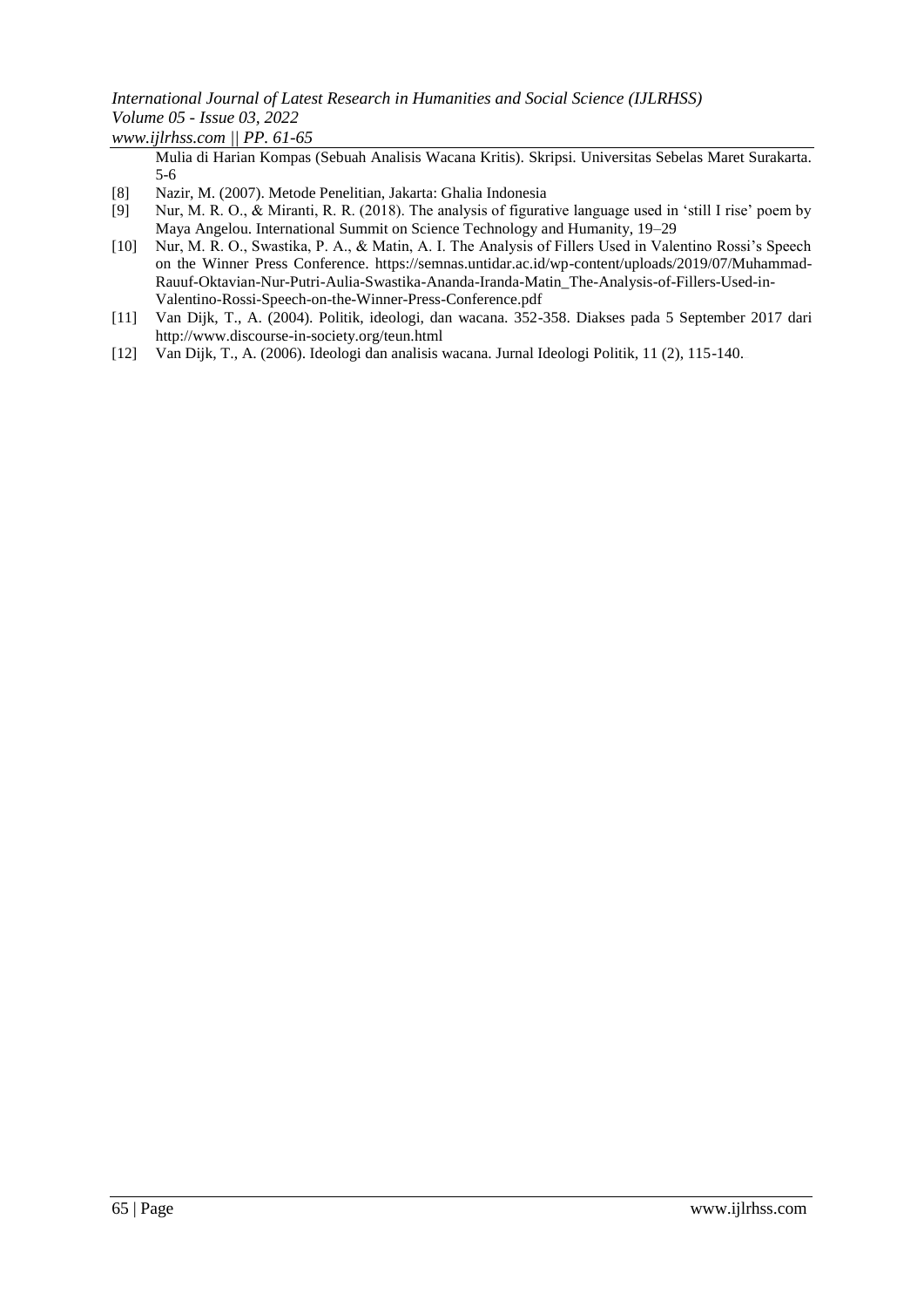Mulia di Harian Kompas (Sebuah Analisis Wacana Kritis). Skripsi. Universitas Sebelas Maret Surakarta. 5-6

[8] Nazir, M. (2007). Metode Penelitian, Jakarta: Ghalia Indonesia

[9] Nur, M. R. O., & Miranti, R. R. (2018). The analysis of figurative language used in 'still I rise' poem by Maya Angelou. International Summit on Science Technology and Humanity, 19–29

[10] Nur, M. R. O., Swastika, P. A., & Matin, A. I. The Analysis of Fillers Used in Valentino Rossi's Speech on the Winner Press Conference. https://semnas.untidar.ac.id/wp-content/uploads/2019/07/Muhammad-Rauuf-Oktavian-Nur-Putri-Aulia-Swastika-Ananda-Iranda-Matin_The-Analysis-of-Fillers-Used-in-Valentino-Rossi-Speech-on-the-Winner-Press-Conference.pdf

[11] Van Dijk, T., A. (2004). Politik, ideologi, dan wacana. 352-358. Diakses pada 5 September 2017 dari http://www.discourse-in-society.org/teun.html

[12] Van Dijk, T., A. (2006). Ideologi dan analisis wacana. Jurnal Ideologi Politik, 11 (2), 115-140.